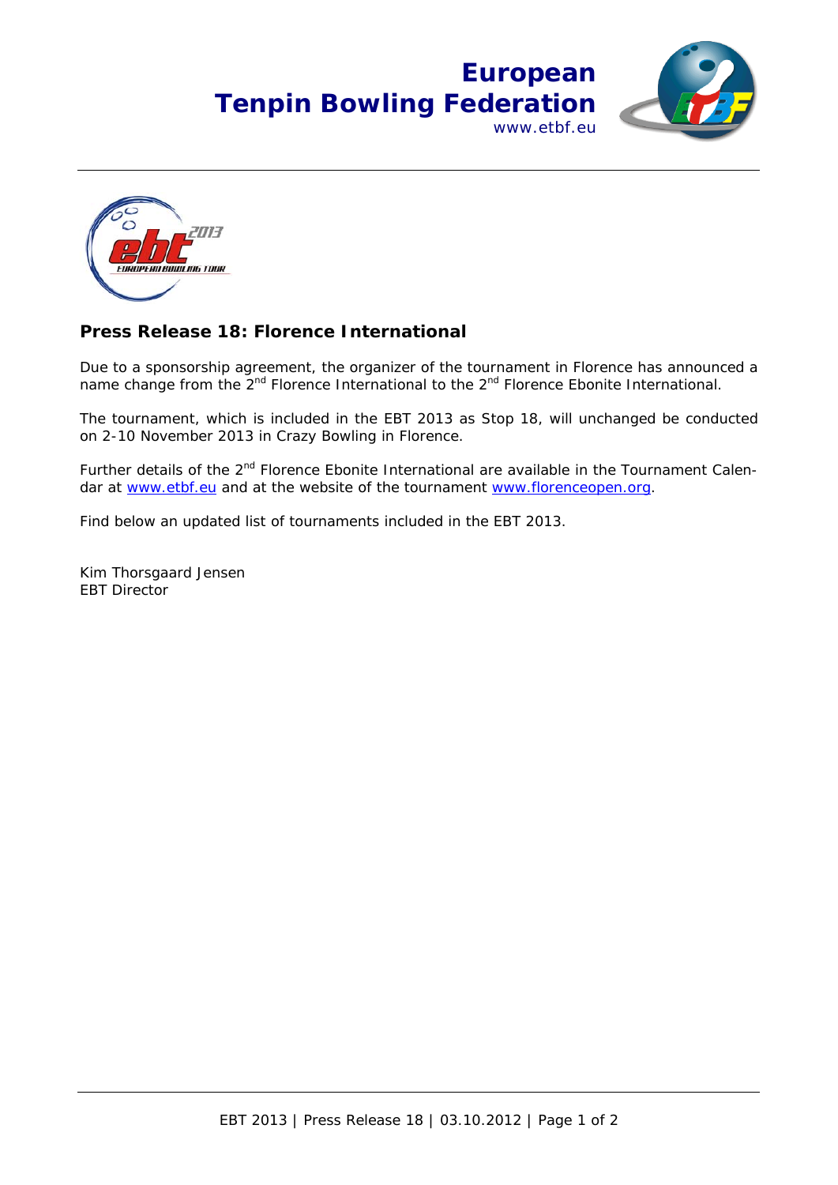# European Tenpin Bowling Federation

www.etbf.eu

## Press Release 18: Florence International

Due to a sponsorship agreement, the organizer of the tournament in Florence has announced a name change from the 2nd Florence International to the 2nd Florence Ebonite International.

The tournament, which is included in the EBT 2013 as Stop 18, will unchanged be conducted on 2-10 November 2013 in Crazy Bowling in Florence.

Further details of the 2nd Florence Ebonite International are available in the Tournament Calendar at [www.etbf.eu](http://www.etbf.eu) and at the website of the tournament [www.florenceopen.org](http://www.florenceopen.org).

Find below an updated list of tournaments included in the EBT 2013.

Kim Thorsgaard Jensen
EBT Director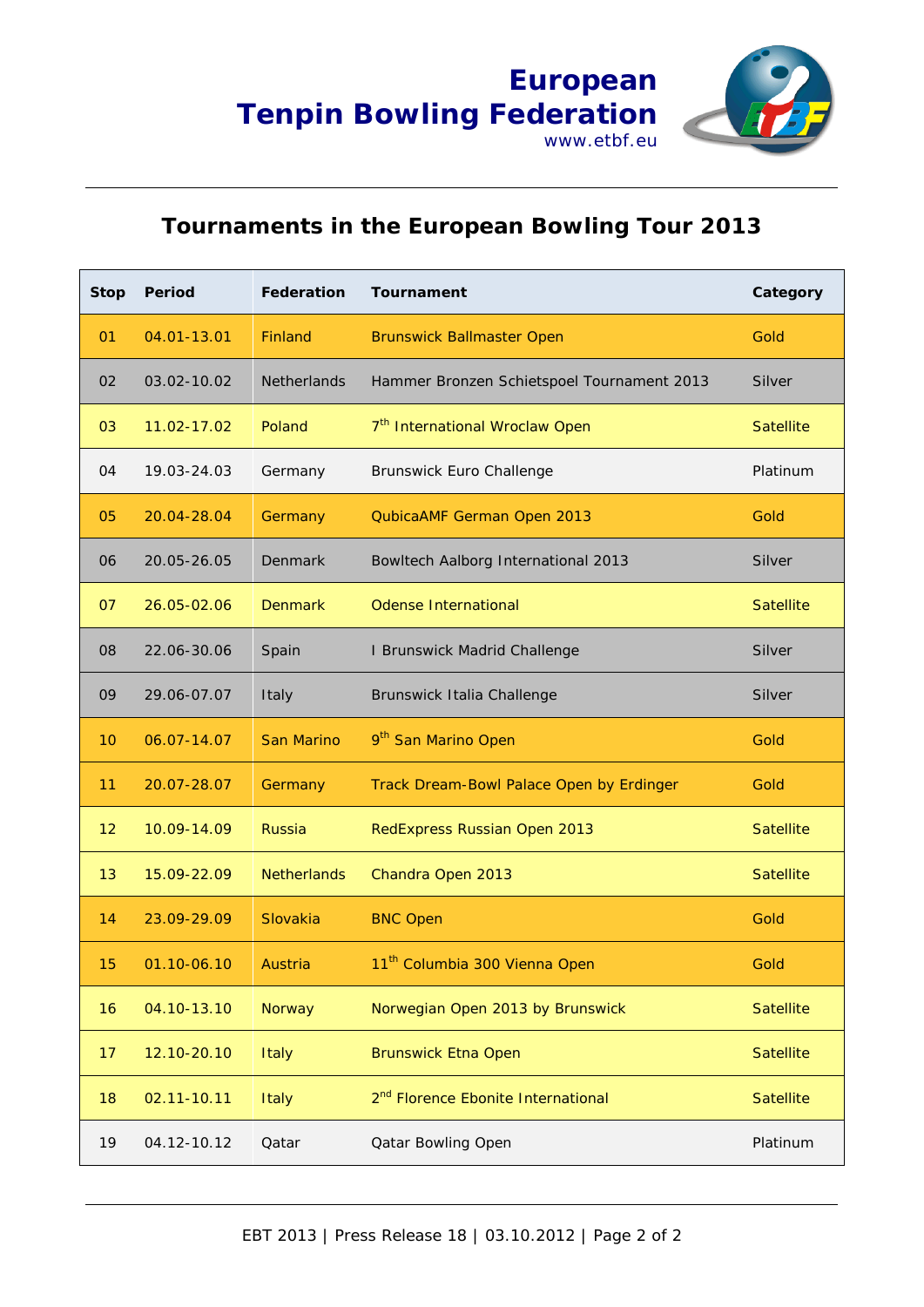European
Tenpin Bowling Federation
www.etbf.eu

## Tournaments in the European Bowling Tour 2013

| Stop | Period | Federation | Tournament | Category |
|---|---|---|---|---|
| 01 | 04.01-13.01 | Finland | Brunswick Ballmaster Open | Gold |
| 02 | 03.02-10.02 | Netherlands | Hammer Bronzen Schietspoel Tournament 2013 | Silver |
| 03 | 11.02-17.02 | Poland | 7th International Wroclaw Open | Satellite |
| 04 | 19.03-24.03 | Germany | Brunswick Euro Challenge | Platinum |
| 05 | 20.04-28.04 | Germany | QubicaAMF German Open 2013 | Gold |
| 06 | 20.05-26.05 | Denmark | Bowltech Aalborg International 2013 | Silver |
| 07 | 26.05-02.06 | Denmark | Odense International | Satellite |
| 08 | 22.06-30.06 | Spain | I Brunswick Madrid Challenge | Silver |
| 09 | 29.06-07.07 | Italy | Brunswick Italia Challenge | Silver |
| 10 | 06.07-14.07 | San Marino | 9th San Marino Open | Gold |
| 11 | 20.07-28.07 | Germany | Track Dream-Bowl Palace Open by Erdinger | Gold |
| 12 | 10.09-14.09 | Russia | RedExpress Russian Open 2013 | Satellite |
| 13 | 15.09-22.09 | Netherlands | Chandra Open 2013 | Satellite |
| 14 | 23.09-29.09 | Slovakia | BNC Open | Gold |
| 15 | 01.10-06.10 | Austria | 11th Columbia 300 Vienna Open | Gold |
| 16 | 04.10-13.10 | Norway | Norwegian Open 2013 by Brunswick | Satellite |
| 17 | 12.10-20.10 | Italy | Brunswick Etna Open | Satellite |
| 18 | 02.11-10.11 | Italy | 2nd Florence Ebonite International | Satellite |
| 19 | 04.12-10.12 | Qatar | Qatar Bowling Open | Platinum |